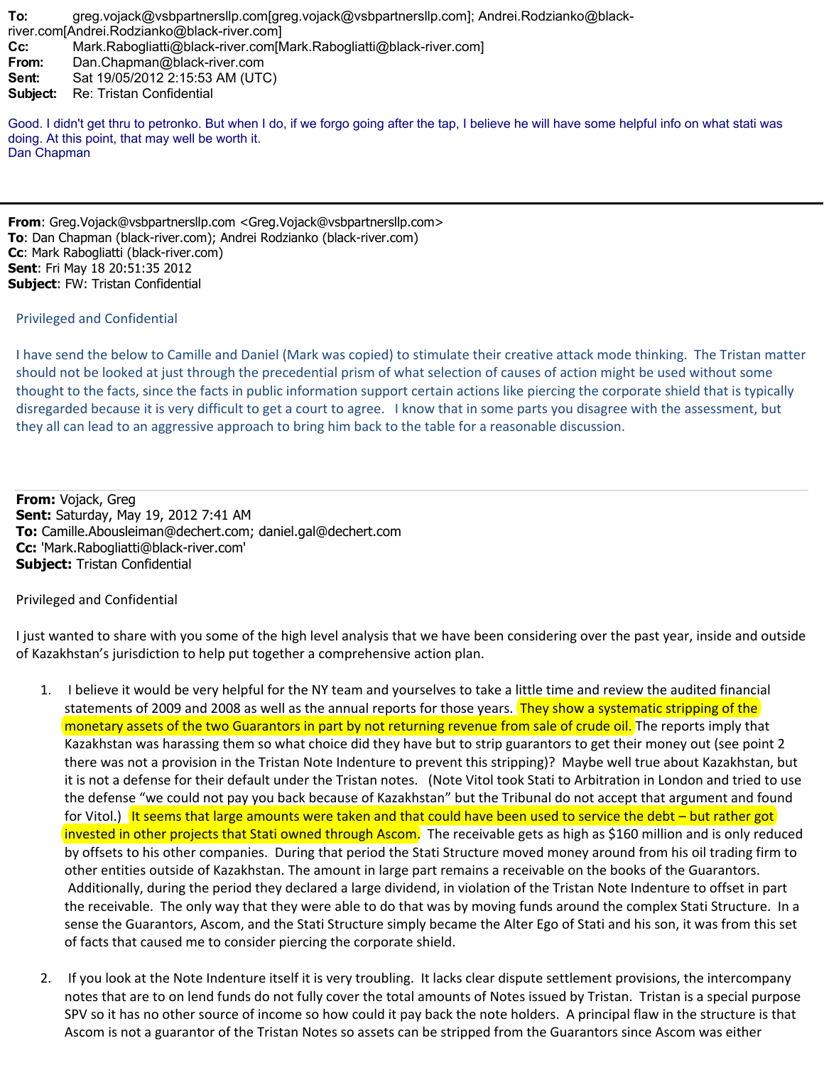**To:** greg.vojack@vsbpartnersllp.com[greg.vojack@vsbpartnersllp.com]; Andrei.Rodzianko@black-river.com[Andrei.Rodzianko@black-river.com]
**Cc:** Mark.Rabogliatti@black-river.com[Mark.Rabogliatti@black-river.com]
**From:** Dan.Chapman@black-river.com
**Sent:** Sat 19/05/2012 2:15:53 AM (UTC)
**Subject:** Re: Tristan Confidential

Good. I didn't get thru to petronko. But when I do, if we forgo going after the tap, I believe he will have some helpful info on what stati was doing. At this point, that may well be worth it.
Dan Chapman

---

**From**: Greg.Vojack@vsbpartnersllp.com <Greg.Vojack@vsbpartnersllp.com>
**To**: Dan Chapman (black-river.com); Andrei Rodzianko (black-river.com)
**Cc**: Mark Rabogliatti (black-river.com)
**Sent**: Fri May 18 20:51:35 2012
**Subject**: FW: Tristan Confidential

Privileged and Confidential

I have send the below to Camille and Daniel (Mark was copied) to stimulate their creative attack mode thinking. The Tristan matter should not be looked at just through the precedential prism of what selection of causes of action might be used without some thought to the facts, since the facts in public information support certain actions like piercing the corporate shield that is typically disregarded because it is very difficult to get a court to agree. I know that in some parts you disagree with the assessment, but they all can lead to an aggressive approach to bring him back to the table for a reasonable discussion.

---

**From:** Vojack, Greg
**Sent:** Saturday, May 19, 2012 7:41 AM
**To:** Camille.Abousleiman@dechert.com; daniel.gal@dechert.com
**Cc:** 'Mark.Rabogliatti@black-river.com'
**Subject:** Tristan Confidential

Privileged and Confidential

I just wanted to share with you some of the high level analysis that we have been considering over the past year, inside and outside of Kazakhstan's jurisdiction to help put together a comprehensive action plan.

1. I believe it would be very helpful for the NY team and yourselves to take a little time and review the audited financial statements of 2009 and 2008 as well as the annual reports for those years. They show a systematic stripping of the monetary assets of the two Guarantors in part by not returning revenue from sale of crude oil. The reports imply that Kazakhstan was harassing them so what choice did they have but to strip guarantors to get their money out (see point 2 there was not a provision in the Tristan Note Indenture to prevent this stripping)? Maybe well true about Kazakhstan, but it is not a defense for their default under the Tristan notes. (Note Vitol took Stati to Arbitration in London and tried to use the defense "we could not pay you back because of Kazakhstan" but the Tribunal do not accept that argument and found for Vitol.) It seems that large amounts were taken and that could have been used to service the debt – but rather got invested in other projects that Stati owned through Ascom. The receivable gets as high as $160 million and is only reduced by offsets to his other companies. During that period the Stati Structure moved money around from his oil trading firm to other entities outside of Kazakhstan. The amount in large part remains a receivable on the books of the Guarantors. Additionally, during the period they declared a large dividend, in violation of the Tristan Note Indenture to offset in part the receivable. The only way that they were able to do that was by moving funds around the complex Stati Structure. In a sense the Guarantors, Ascom, and the Stati Structure simply became the Alter Ego of Stati and his son, it was from this set of facts that caused me to consider piercing the corporate shield.

2. If you look at the Note Indenture itself it is very troubling. It lacks clear dispute settlement provisions, the intercompany notes that are to on lend funds do not fully cover the total amounts of Notes issued by Tristan. Tristan is a special purpose SPV so it has no other source of income so how could it pay back the note holders. A principal flaw in the structure is that Ascom is not a guarantor of the Tristan Notes so assets can be stripped from the Guarantors since Ascom was either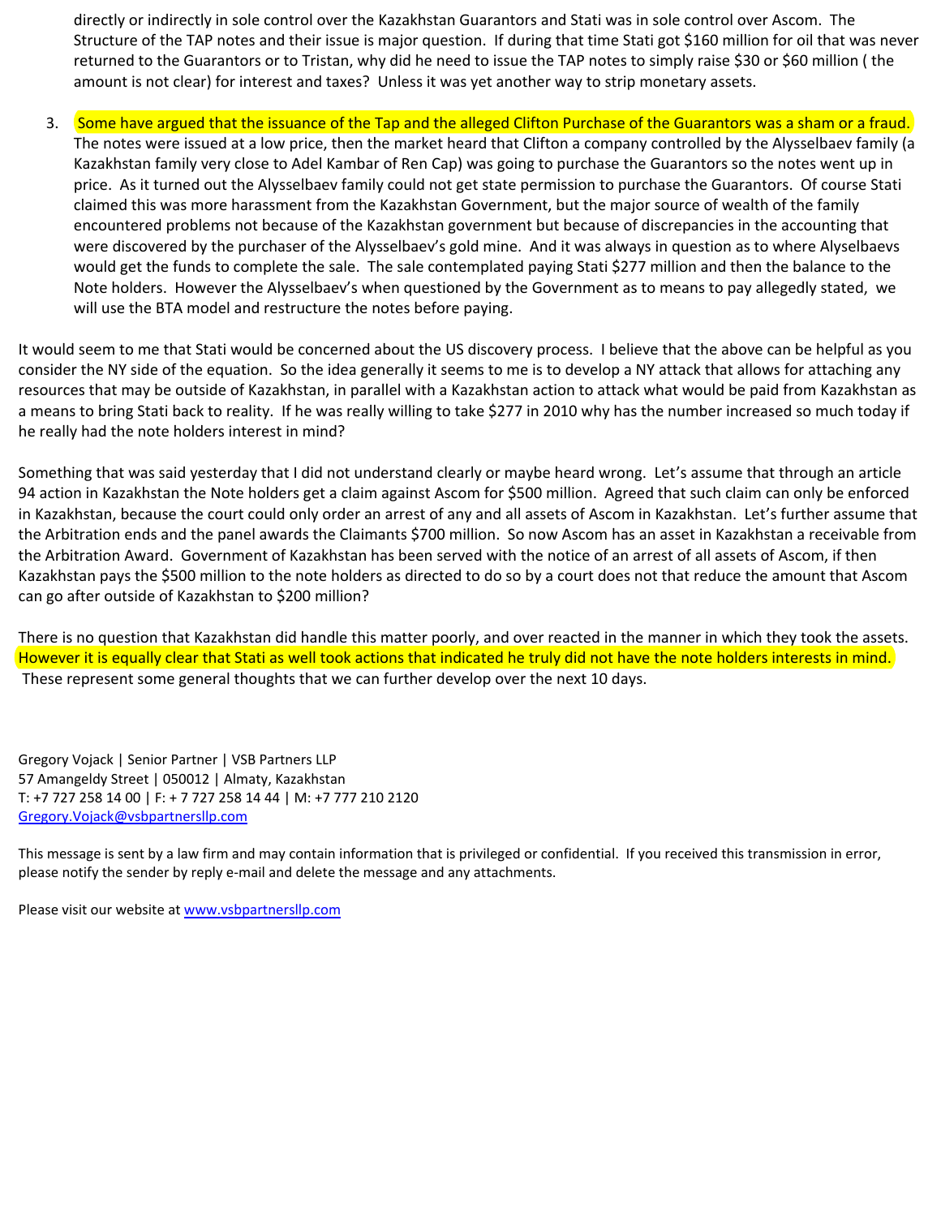directly or indirectly in sole control over the Kazakhstan Guarantors and Stati was in sole control over Ascom. The Structure of the TAP notes and their issue is major question. If during that time Stati got $160 million for oil that was never returned to the Guarantors or to Tristan, why did he need to issue the TAP notes to simply raise $30 or $60 million ( the amount is not clear) for interest and taxes? Unless it was yet another way to strip monetary assets.

3. Some have argued that the issuance of the Tap and the alleged Clifton Purchase of the Guarantors was a sham or a fraud. The notes were issued at a low price, then the market heard that Clifton a company controlled by the Alysselbaev family (a Kazakhstan family very close to Adel Kambar of Ren Cap) was going to purchase the Guarantors so the notes went up in price. As it turned out the Alysselbaev family could not get state permission to purchase the Guarantors. Of course Stati claimed this was more harassment from the Kazakhstan Government, but the major source of wealth of the family encountered problems not because of the Kazakhstan government but because of discrepancies in the accounting that were discovered by the purchaser of the Alysselbaev's gold mine. And it was always in question as to where Alyselbaevs would get the funds to complete the sale. The sale contemplated paying Stati $277 million and then the balance to the Note holders. However the Alysselbaev's when questioned by the Government as to means to pay allegedly stated, we will use the BTA model and restructure the notes before paying.

It would seem to me that Stati would be concerned about the US discovery process. I believe that the above can be helpful as you consider the NY side of the equation. So the idea generally it seems to me is to develop a NY attack that allows for attaching any resources that may be outside of Kazakhstan, in parallel with a Kazakhstan action to attack what would be paid from Kazakhstan as a means to bring Stati back to reality. If he was really willing to take $277 in 2010 why has the number increased so much today if he really had the note holders interest in mind?

Something that was said yesterday that I did not understand clearly or maybe heard wrong. Let's assume that through an article 94 action in Kazakhstan the Note holders get a claim against Ascom for $500 million. Agreed that such claim can only be enforced in Kazakhstan, because the court could only order an arrest of any and all assets of Ascom in Kazakhstan. Let's further assume that the Arbitration ends and the panel awards the Claimants $700 million. So now Ascom has an asset in Kazakhstan a receivable from the Arbitration Award. Government of Kazakhstan has been served with the notice of an arrest of all assets of Ascom, if then Kazakhstan pays the $500 million to the note holders as directed to do so by a court does not that reduce the amount that Ascom can go after outside of Kazakhstan to $200 million?

There is no question that Kazakhstan did handle this matter poorly, and over reacted in the manner in which they took the assets. However it is equally clear that Stati as well took actions that indicated he truly did not have the note holders interests in mind. These represent some general thoughts that we can further develop over the next 10 days.

Gregory Vojack | Senior Partner | VSB Partners LLP
57 Amangeldy Street | 050012 | Almaty, Kazakhstan
T: +7 727 258 14 00 | F: + 7 727 258 14 44 | M: +7 777 210 2120
Gregory.Vojack@vsbpartnersllp.com

This message is sent by a law firm and may contain information that is privileged or confidential. If you received this transmission in error, please notify the sender by reply e-mail and delete the message and any attachments.

Please visit our website at www.vsbpartnersllp.com